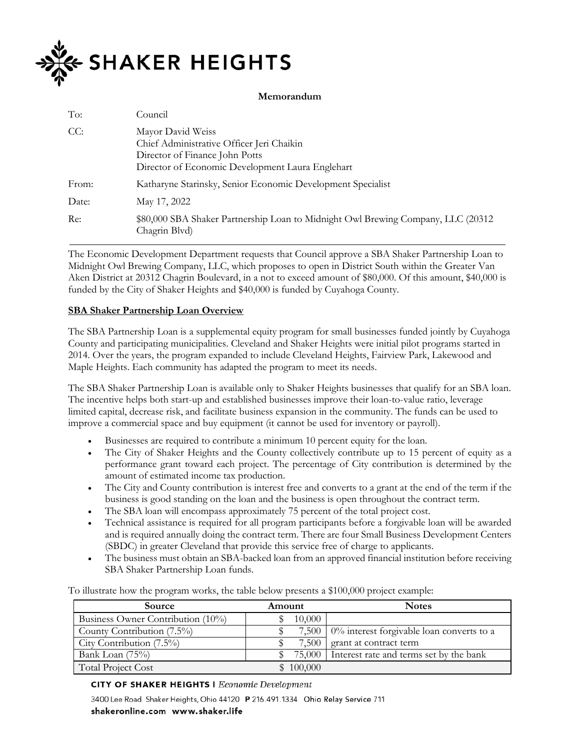# SHAKER HEIGHTS

**Memorandum**

| | |
|---|---|
| To: | Council |
| CC: | Mayor David Weiss<br>Chief Administrative Officer Jeri Chaikin<br>Director of Finance John Potts<br>Director of Economic Development Laura Englehart |
| From: | Katharyne Starinsky, Senior Economic Development Specialist |
| Date: | May 17, 2022 |
| Re: | $80,000 SBA Shaker Partnership Loan to Midnight Owl Brewing Company, LLC (20312 Chagrin Blvd) |

The Economic Development Department requests that Council approve a SBA Shaker Partnership Loan to Midnight Owl Brewing Company, LLC, which proposes to open in District South within the Greater Van Aken District at 20312 Chagrin Boulevard, in a not to exceed amount of $80,000. Of this amount, $40,000 is funded by the City of Shaker Heights and $40,000 is funded by Cuyahoga County.

**SBA Shaker Partnership Loan Overview**

The SBA Partnership Loan is a supplemental equity program for small businesses funded jointly by Cuyahoga County and participating municipalities. Cleveland and Shaker Heights were initial pilot programs started in 2014. Over the years, the program expanded to include Cleveland Heights, Fairview Park, Lakewood and Maple Heights. Each community has adapted the program to meet its needs.

The SBA Shaker Partnership Loan is available only to Shaker Heights businesses that qualify for an SBA loan. The incentive helps both start-up and established businesses improve their loan-to-value ratio, leverage limited capital, decrease risk, and facilitate business expansion in the community. The funds can be used to improve a commercial space and buy equipment (it cannot be used for inventory or payroll).

- Businesses are required to contribute a minimum 10 percent equity for the loan.
- The City of Shaker Heights and the County collectively contribute up to 15 percent of equity as a performance grant toward each project. The percentage of City contribution is determined by the amount of estimated income tax production.
- The City and County contribution is interest free and converts to a grant at the end of the term if the business is good standing on the loan and the business is open throughout the contract term.
- The SBA loan will encompass approximately 75 percent of the total project cost.
- Technical assistance is required for all program participants before a forgivable loan will be awarded and is required annually doing the contract term. There are four Small Business Development Centers (SBDC) in greater Cleveland that provide this service free of charge to applicants.
- The business must obtain an SBA-backed loan from an approved financial institution before receiving SBA Shaker Partnership Loan funds.

To illustrate how the program works, the table below presents a $100,000 project example:

| Source | Amount | Notes |
|---|---|---|
| Business Owner Contribution (10%) | $ 10,000 | |
| County Contribution (7.5%) | $ 7,500 | 0% interest forgivable loan converts to a grant at contract term |
| City Contribution (7.5%) | $ 7,500 | |
| Bank Loan (75%) | $ 75,000 | Interest rate and terms set by the bank |
| Total Project Cost | $ 100,000 | |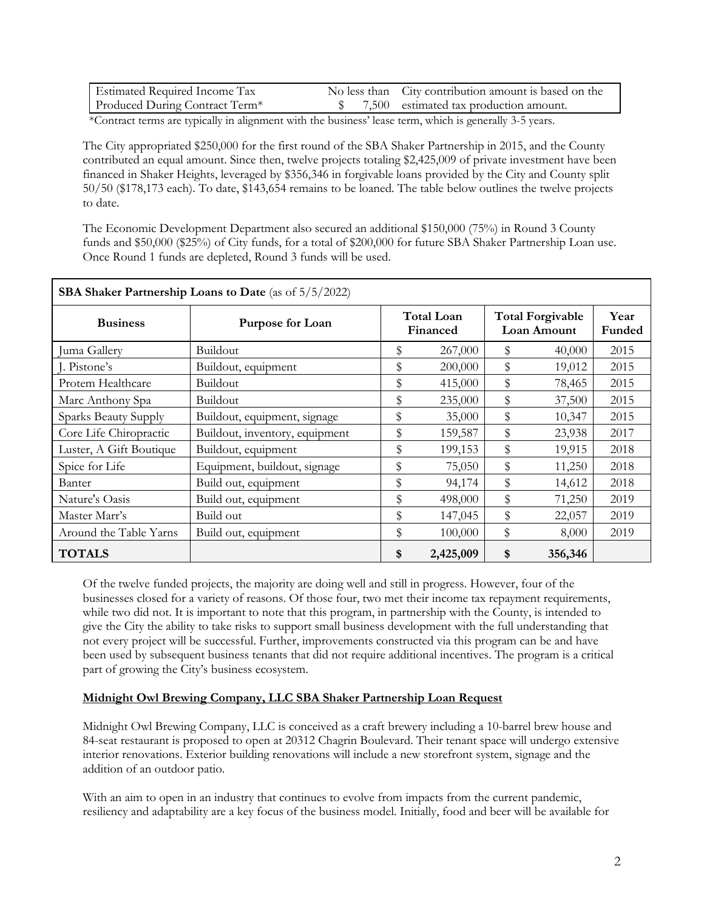| Estimated Required Income Tax Produced During Contract Term* | No less than $ 7,500 | City contribution amount is based on the estimated tax production amount. |
|---|---|---|

*Contract terms are typically in alignment with the business' lease term, which is generally 3-5 years.

The City appropriated $250,000 for the first round of the SBA Shaker Partnership in 2015, and the County contributed an equal amount. Since then, twelve projects totaling $2,425,009 of private investment have been financed in Shaker Heights, leveraged by $356,346 in forgivable loans provided by the City and County split 50/50 ($178,173 each). To date, $143,654 remains to be loaned. The table below outlines the twelve projects to date.

The Economic Development Department also secured an additional $150,000 (75%) in Round 3 County funds and $50,000 ($25%) of City funds, for a total of $200,000 for future SBA Shaker Partnership Loan use. Once Round 1 funds are depleted, Round 3 funds will be used.

**SBA Shaker Partnership Loans to Date** (as of 5/5/2022)

| Business | Purpose for Loan | Total Loan Financed | Total Forgivable Loan Amount | Year Funded |
|---|---|---|---|---|
| Juma Gallery | Buildout | $ 267,000 | $ 40,000 | 2015 |
| J. Pistone's | Buildout, equipment | $ 200,000 | $ 19,012 | 2015 |
| Protem Healthcare | Buildout | $ 415,000 | $ 78,465 | 2015 |
| Marc Anthony Spa | Buildout | $ 235,000 | $ 37,500 | 2015 |
| Sparks Beauty Supply | Buildout, equipment, signage | $ 35,000 | $ 10,347 | 2015 |
| Core Life Chiropractic | Buildout, inventory, equipment | $ 159,587 | $ 23,938 | 2017 |
| Luster, A Gift Boutique | Buildout, equipment | $ 199,153 | $ 19,915 | 2018 |
| Spice for Life | Equipment, buildout, signage | $ 75,050 | $ 11,250 | 2018 |
| Banter | Build out, equipment | $ 94,174 | $ 14,612 | 2018 |
| Nature's Oasis | Build out, equipment | $ 498,000 | $ 71,250 | 2019 |
| Master Marr's | Build out | $ 147,045 | $ 22,057 | 2019 |
| Around the Table Yarns | Build out, equipment | $ 100,000 | $ 8,000 | 2019 |
| **TOTALS** | | **$ 2,425,009** | **$ 356,346** | |

Of the twelve funded projects, the majority are doing well and still in progress. However, four of the businesses closed for a variety of reasons. Of those four, two met their income tax repayment requirements, while two did not. It is important to note that this program, in partnership with the County, is intended to give the City the ability to take risks to support small business development with the full understanding that not every project will be successful. Further, improvements constructed via this program can be and have been used by subsequent business tenants that did not require additional incentives. The program is a critical part of growing the City's business ecosystem.

**Midnight Owl Brewing Company, LLC SBA Shaker Partnership Loan Request**

Midnight Owl Brewing Company, LLC is conceived as a craft brewery including a 10-barrel brew house and 84-seat restaurant is proposed to open at 20312 Chagrin Boulevard. Their tenant space will undergo extensive interior renovations. Exterior building renovations will include a new storefront system, signage and the addition of an outdoor patio.

With an aim to open in an industry that continues to evolve from impacts from the current pandemic, resiliency and adaptability are a key focus of the business model. Initially, food and beer will be available for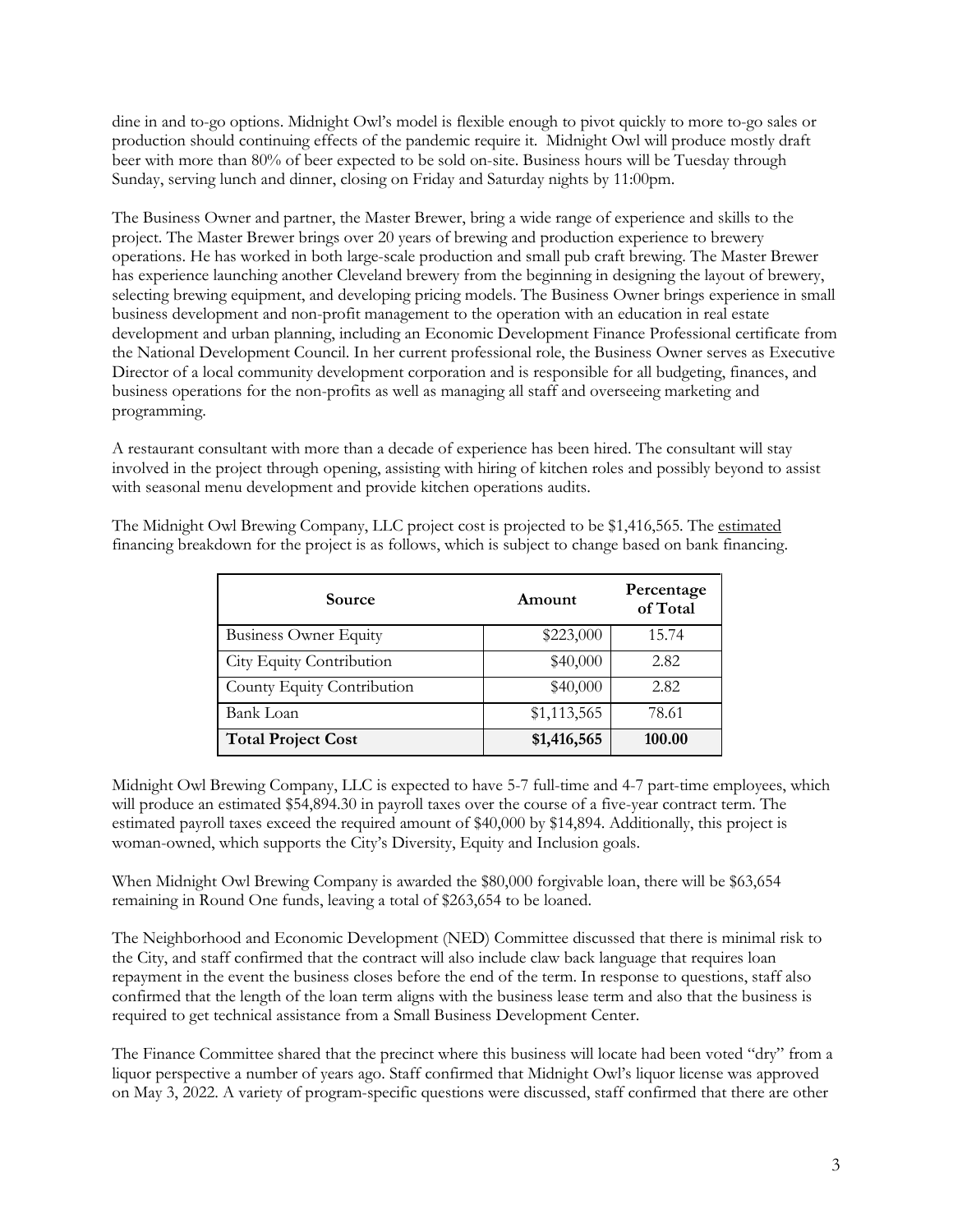dine in and to-go options. Midnight Owl's model is flexible enough to pivot quickly to more to-go sales or production should continuing effects of the pandemic require it. Midnight Owl will produce mostly draft beer with more than 80% of beer expected to be sold on-site. Business hours will be Tuesday through Sunday, serving lunch and dinner, closing on Friday and Saturday nights by 11:00pm.

The Business Owner and partner, the Master Brewer, bring a wide range of experience and skills to the project. The Master Brewer brings over 20 years of brewing and production experience to brewery operations. He has worked in both large-scale production and small pub craft brewing. The Master Brewer has experience launching another Cleveland brewery from the beginning in designing the layout of brewery, selecting brewing equipment, and developing pricing models. The Business Owner brings experience in small business development and non-profit management to the operation with an education in real estate development and urban planning, including an Economic Development Finance Professional certificate from the National Development Council. In her current professional role, the Business Owner serves as Executive Director of a local community development corporation and is responsible for all budgeting, finances, and business operations for the non-profits as well as managing all staff and overseeing marketing and programming.

A restaurant consultant with more than a decade of experience has been hired. The consultant will stay involved in the project through opening, assisting with hiring of kitchen roles and possibly beyond to assist with seasonal menu development and provide kitchen operations audits.

The Midnight Owl Brewing Company, LLC project cost is projected to be $1,416,565. The estimated financing breakdown for the project is as follows, which is subject to change based on bank financing.

| Source | Amount | Percentage of Total |
|---|---|---|
| Business Owner Equity | $223,000 | 15.74 |
| City Equity Contribution | $40,000 | 2.82 |
| County Equity Contribution | $40,000 | 2.82 |
| Bank Loan | $1,113,565 | 78.61 |
| **Total Project Cost** | **$1,416,565** | **100.00** |

Midnight Owl Brewing Company, LLC is expected to have 5-7 full-time and 4-7 part-time employees, which will produce an estimated $54,894.30 in payroll taxes over the course of a five-year contract term. The estimated payroll taxes exceed the required amount of $40,000 by $14,894. Additionally, this project is woman-owned, which supports the City's Diversity, Equity and Inclusion goals.

When Midnight Owl Brewing Company is awarded the $80,000 forgivable loan, there will be $63,654 remaining in Round One funds, leaving a total of $263,654 to be loaned.

The Neighborhood and Economic Development (NED) Committee discussed that there is minimal risk to the City, and staff confirmed that the contract will also include claw back language that requires loan repayment in the event the business closes before the end of the term. In response to questions, staff also confirmed that the length of the loan term aligns with the business lease term and also that the business is required to get technical assistance from a Small Business Development Center.

The Finance Committee shared that the precinct where this business will locate had been voted "dry" from a liquor perspective a number of years ago. Staff confirmed that Midnight Owl's liquor license was approved on May 3, 2022. A variety of program-specific questions were discussed, staff confirmed that there are other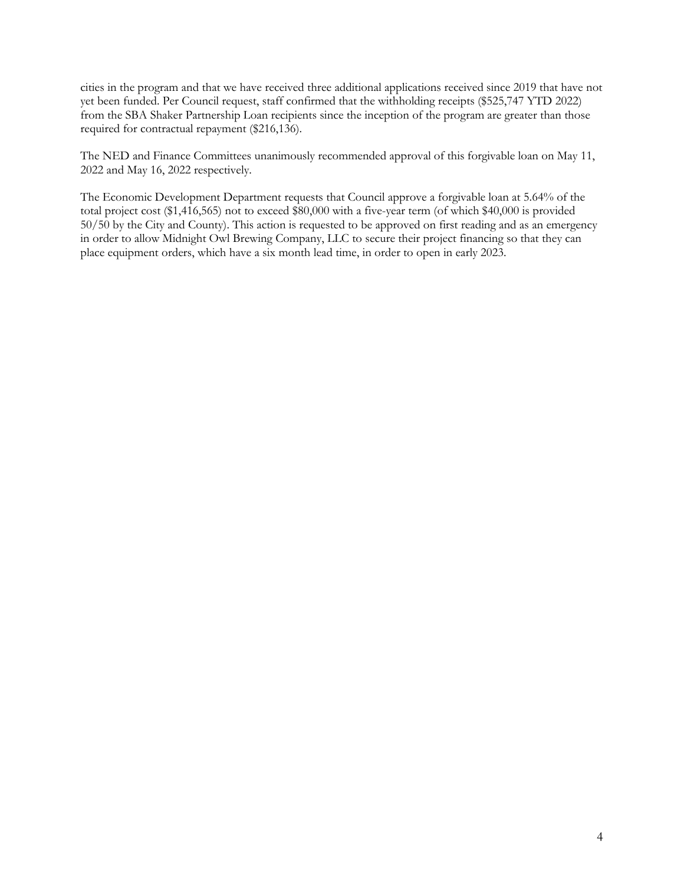cities in the program and that we have received three additional applications received since 2019 that have not yet been funded. Per Council request, staff confirmed that the withholding receipts ($525,747 YTD 2022) from the SBA Shaker Partnership Loan recipients since the inception of the program are greater than those required for contractual repayment ($216,136).

The NED and Finance Committees unanimously recommended approval of this forgivable loan on May 11, 2022 and May 16, 2022 respectively.

The Economic Development Department requests that Council approve a forgivable loan at 5.64% of the total project cost ($1,416,565) not to exceed $80,000 with a five-year term (of which $40,000 is provided 50/50 by the City and County). This action is requested to be approved on first reading and as an emergency in order to allow Midnight Owl Brewing Company, LLC to secure their project financing so that they can place equipment orders, which have a six month lead time, in order to open in early 2023.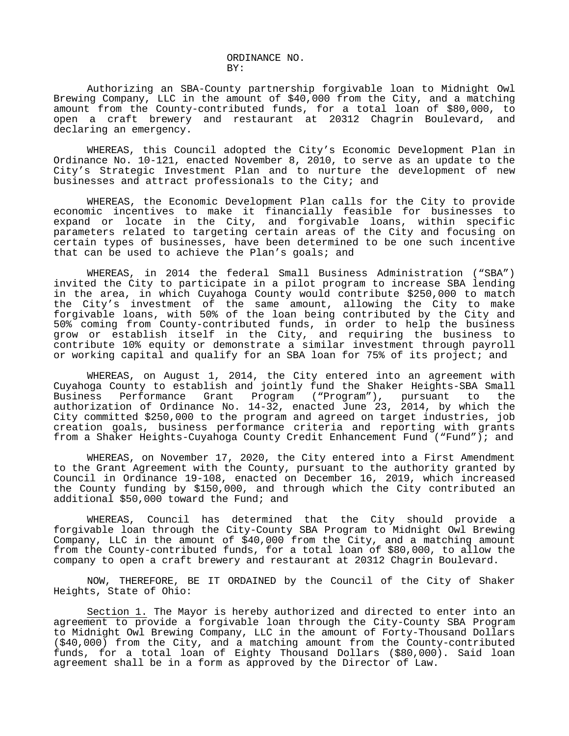ORDINANCE NO.
BY:

Authorizing an SBA-County partnership forgivable loan to Midnight Owl Brewing Company, LLC in the amount of $40,000 from the City, and a matching amount from the County-contributed funds, for a total loan of $80,000, to open a craft brewery and restaurant at 20312 Chagrin Boulevard, and declaring an emergency.

WHEREAS, this Council adopted the City's Economic Development Plan in Ordinance No. 10-121, enacted November 8, 2010, to serve as an update to the City's Strategic Investment Plan and to nurture the development of new businesses and attract professionals to the City; and

WHEREAS, the Economic Development Plan calls for the City to provide economic incentives to make it financially feasible for businesses to expand or locate in the City, and forgivable loans, within specific parameters related to targeting certain areas of the City and focusing on certain types of businesses, have been determined to be one such incentive that can be used to achieve the Plan's goals; and

WHEREAS, in 2014 the federal Small Business Administration ("SBA") invited the City to participate in a pilot program to increase SBA lending in the area, in which Cuyahoga County would contribute $250,000 to match the City's investment of the same amount, allowing the City to make forgivable loans, with 50% of the loan being contributed by the City and 50% coming from County-contributed funds, in order to help the business grow or establish itself in the City, and requiring the business to contribute 10% equity or demonstrate a similar investment through payroll or working capital and qualify for an SBA loan for 75% of its project; and

WHEREAS, on August 1, 2014, the City entered into an agreement with Cuyahoga County to establish and jointly fund the Shaker Heights-SBA Small Business Performance Grant Program ("Program"), pursuant to the authorization of Ordinance No. 14-32, enacted June 23, 2014, by which the City committed $250,000 to the program and agreed on target industries, job creation goals, business performance criteria and reporting with grants from a Shaker Heights-Cuyahoga County Credit Enhancement Fund ("Fund"); and

WHEREAS, on November 17, 2020, the City entered into a First Amendment to the Grant Agreement with the County, pursuant to the authority granted by Council in Ordinance 19-108, enacted on December 16, 2019, which increased the County funding by $150,000, and through which the City contributed an additional $50,000 toward the Fund; and

WHEREAS, Council has determined that the City should provide a forgivable loan through the City-County SBA Program to Midnight Owl Brewing Company, LLC in the amount of $40,000 from the City, and a matching amount from the County-contributed funds, for a total loan of $80,000, to allow the company to open a craft brewery and restaurant at 20312 Chagrin Boulevard.

NOW, THEREFORE, BE IT ORDAINED by the Council of the City of Shaker Heights, State of Ohio:

<u>Section 1.</u> The Mayor is hereby authorized and directed to enter into an agreement to provide a forgivable loan through the City-County SBA Program to Midnight Owl Brewing Company, LLC in the amount of Forty-Thousand Dollars ($40,000) from the City, and a matching amount from the County-contributed funds, for a total loan of Eighty Thousand Dollars ($80,000). Said loan agreement shall be in a form as approved by the Director of Law.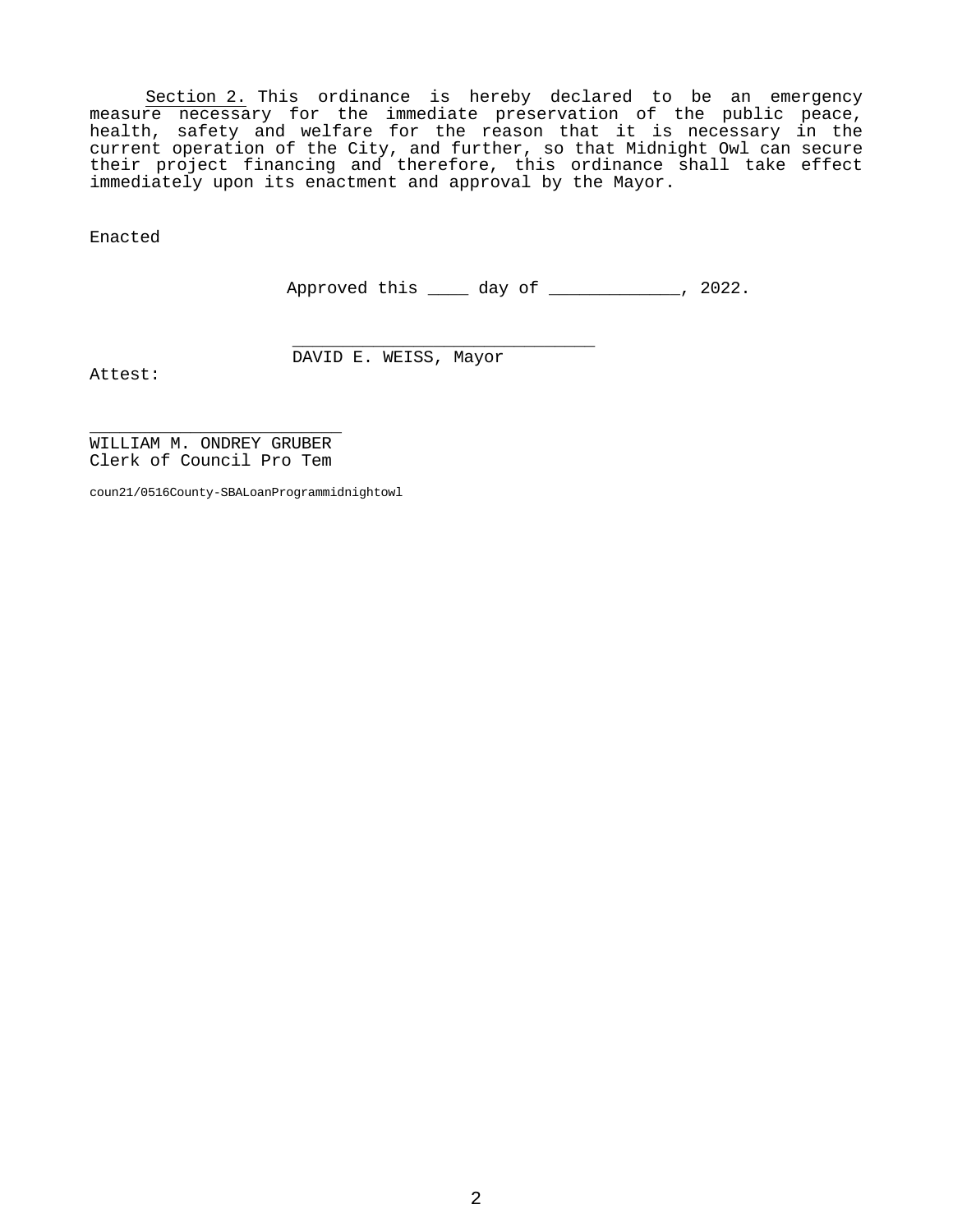Section 2. This ordinance is hereby declared to be an emergency measure necessary for the immediate preservation of the public peace, health, safety and welfare for the reason that it is necessary in the current operation of the City, and further, so that Midnight Owl can secure their project financing and therefore, this ordinance shall take effect immediately upon its enactment and approval by the Mayor.

Enacted

Approved this ____ day of _____________, 2022.

______________________________
DAVID E. WEISS, Mayor

Attest:

_________________________
WILLIAM M. ONDREY GRUBER
Clerk of Council Pro Tem

coun21/0516County-SBALoanProgrammidnightowl